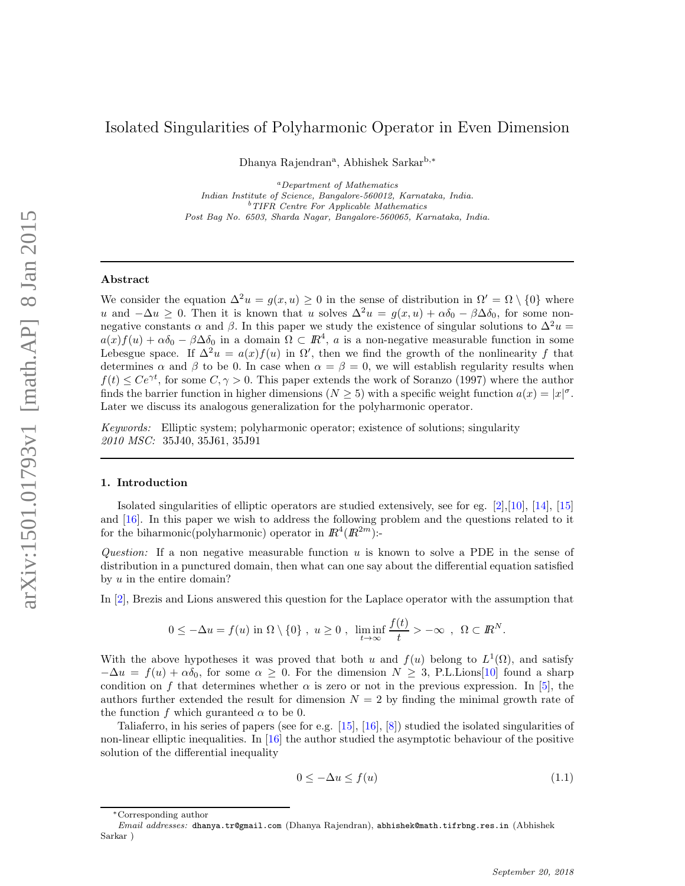# Isolated Singularities of Polyharmonic Operator in Even Dimension

Dhanya Rajendran[a], Abhishek Sarkar[b,*]

[a]*Department of Mathematics*
*Indian Institute of Science, Bangalore-560012, Karnataka, India.*
[b]*TIFR Centre For Applicable Mathematics*
*Post Bag No. 6503, Sharda Nagar, Bangalore-560065, Karnataka, India.*

---

### Abstract

We consider the equation $\Delta^2 u = g(x,u) \geq 0$ in the sense of distribution in $\Omega' = \Omega \setminus \{0\}$ where $u$ and $-\Delta u \geq 0$. Then it is known that $u$ solves $\Delta^2 u = g(x,u) + \alpha\delta_0 - \beta\Delta\delta_0$, for some non-negative constants $\alpha$ and $\beta$. In this paper we study the existence of singular solutions to $\Delta^2 u = a(x)f(u) + \alpha\delta_0 - \beta\Delta\delta_0$ in a domain $\Omega \subset I\!R^4$, $a$ is a non-negative measurable function in some Lebesgue space. If $\Delta^2 u = a(x)f(u)$ in $\Omega'$, then we find the growth of the nonlinearity $f$ that determines $\alpha$ and $\beta$ to be 0. In case when $\alpha = \beta = 0$, we will establish regularity results when $f(t) \leq Ce^{\gamma t}$, for some $C, \gamma > 0$. This paper extends the work of Soranzo (1997) where the author finds the barrier function in higher dimensions ($N \geq 5$) with a specific weight function $a(x) = |x|^\sigma$. Later we discuss its analogous generalization for the polyharmonic operator.

*Keywords:* Elliptic system; polyharmonic operator; existence of solutions; singularity
*2010 MSC:* 35J40, 35J61, 35J91

---

## 1. Introduction

Isolated singularities of elliptic operators are studied extensively, see for eg. [2],[10], [14], [15] and [16]. In this paper we wish to address the following problem and the questions related to it for the biharmonic(polyharmonic) operator in $I\!R^4(I\!R^{2m})$:-

*Question:* If a non negative measurable function $u$ is known to solve a PDE in the sense of distribution in a punctured domain, then what can one say about the differential equation satisfied by $u$ in the entire domain?

In [2], Brezis and Lions answered this question for the Laplace operator with the assumption that

$$0 \leq -\Delta u = f(u) \text{ in } \Omega \setminus \{0\}\ ,\ u \geq 0\ ,\ \liminf_{t\to\infty} \frac{f(t)}{t} > -\infty\ ,\ \Omega \subset I\!R^N.$$

With the above hypotheses it was proved that both $u$ and $f(u)$ belong to $L^1(\Omega)$, and satisfy $-\Delta u = f(u) + \alpha\delta_0$, for some $\alpha \geq 0$. For the dimension $N \geq 3$, P.L.Lions[10] found a sharp condition on $f$ that determines whether $\alpha$ is zero or not in the previous expression. In [5], the authors further extended the result for dimension $N = 2$ by finding the minimal growth rate of the function $f$ which guranteed $\alpha$ to be 0.

Taliaferro, in his series of papers (see for e.g. [15], [16], [8]) studied the isolated singularities of non-linear elliptic inequalities. In [16] the author studied the asymptotic behaviour of the positive solution of the differential inequality

$$0 \leq -\Delta u \leq f(u) \tag{1.1}$$

---

*Corresponding author
*Email addresses:* dhanya.tr@gmail.com (Dhanya Rajendran), abhishek@math.tifrbng.res.in (Abhishek Sarkar )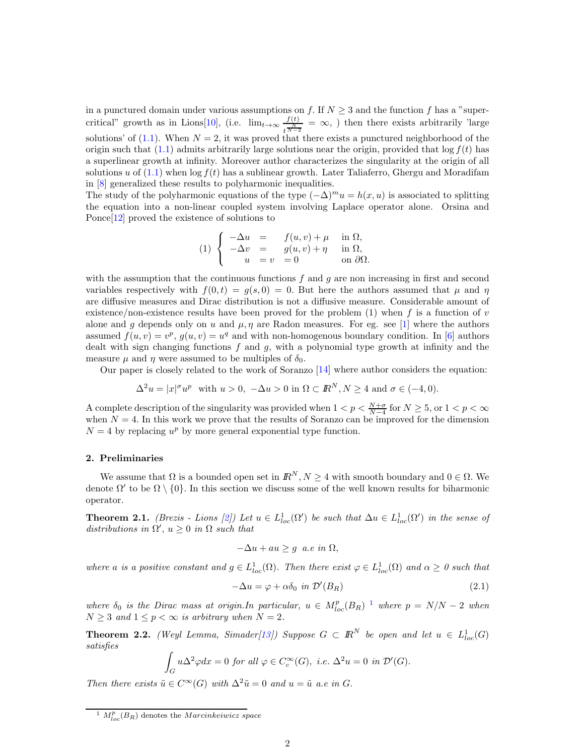in a punctured domain under various assumptions on $f$. If $N \geq 3$ and the function $f$ has a "supercritical" growth as in Lions[10], (i.e. $\lim_{t\to\infty} \frac{f(t)}{t^{\frac{N}{N-2}}} = \infty$, ) then there exists arbitrarily 'large solutions' of (1.1). When $N = 2$, it was proved that there exists a punctured neighborhood of the origin such that (1.1) admits arbitrarily large solutions near the origin, provided that $\log f(t)$ has a superlinear growth at infinity. Moreover author characterizes the singularity at the origin of all solutions $u$ of (1.1) when $\log f(t)$ has a sublinear growth. Later Taliaferro, Ghergu and Moradifam in [8] generalized these results to polyharmonic inequalities.
The study of the polyharmonic equations of the type $(-\Delta)^m u = h(x,u)$ is associated to splitting the equation into a non-linear coupled system involving Laplace operator alone. Orsina and Ponce[12] proved the existence of solutions to

$$
(1)\begin{cases} -\Delta u &= \quad f(u,v)+\mu \quad \text{in } \Omega,\\ -\Delta v &= \quad g(u,v)+\eta \quad \text{in } \Omega,\\ \quad u &= v \quad = 0 \qquad \text{on } \partial\Omega. \end{cases}
$$

with the assumption that the continuous functions $f$ and $g$ are non increasing in first and second variables respectively with $f(0,t) = g(s,0) = 0$. But here the authors assumed that $\mu$ and $\eta$ are diffusive measures and Dirac distribution is not a diffusive measure. Considerable amount of existence/non-existence results have been proved for the problem (1) when $f$ is a function of $v$ alone and $g$ depends only on $u$ and $\mu, \eta$ are Radon measures. For eg. see [1] where the authors assumed $f(u,v) = v^p$, $g(u,v) = u^q$ and with non-homogenous boundary condition. In [6] authors dealt with sign changing functions $f$ and $g$, with a polynomial type growth at infinity and the measure $\mu$ and $\eta$ were assumed to be multiples of $\delta_0$.

Our paper is closely related to the work of Soranzo [14] where author considers the equation:

$$
\Delta^2 u = |x|^\sigma u^p \;\text{ with } u>0,\; -\Delta u>0 \text{ in } \Omega\subset \mathbb{R}^N, N\geq 4 \text{ and } \sigma\in(-4,0).
$$

A complete description of the singularity was provided when $1 < p < \frac{N+\sigma}{N-4}$ for $N \geq 5$, or $1 < p < \infty$ when $N = 4$. In this work we prove that the results of Soranzo can be improved for the dimension $N = 4$ by replacing $u^p$ by more general exponential type function.

## 2. Preliminaries

We assume that $\Omega$ is a bounded open set in $\mathbb{R}^N, N \geq 4$ with smooth boundary and $0 \in \Omega$. We denote $\Omega'$ to be $\Omega \setminus \{0\}$. In this section we discuss some of the well known results for biharmonic operator.

**Theorem 2.1.** *(Brezis - Lions [2]) Let $u \in L^1_{loc}(\Omega')$ be such that $\Delta u \in L^1_{loc}(\Omega')$ in the sense of distributions in $\Omega'$, $u \geq 0$ in $\Omega$ such that*

$$
-\Delta u + au \geq g \;\; a.e \text{ in } \Omega,
$$

*where $a$ is a positive constant and $g \in L^1_{loc}(\Omega)$. Then there exist $\varphi \in L^1_{loc}(\Omega)$ and $\alpha \geq 0$ such that*

$$
-\Delta u = \varphi + \alpha\delta_0 \text{ in } \mathcal{D}'(B_R) \tag{2.1}
$$

*where $\delta_0$ is the Dirac mass at origin.In particular, $u \in M^p_{loc}(B_R)$ [1] where $p = N/N-2$ when $N \geq 3$ and $1 \leq p < \infty$ is arbitrary when $N = 2$.*

**Theorem 2.2.** *(Weyl Lemma, Simader[13]) Suppose $G \subset \mathbb{R}^N$ be open and let $u \in L^1_{loc}(G)$ satisfies*

$$
\int_G u\Delta^2\varphi dx = 0 \text{ for all } \varphi\in C^\infty_c(G), \text{ i.e. } \Delta^2 u = 0 \text{ in } \mathcal{D}'(G).
$$

*Then there exists $\tilde{u} \in C^\infty(G)$ with $\Delta^2\tilde{u} = 0$ and $u = \tilde{u}$ a.e in $G$.*

[1] $M^p_{loc}(B_R)$ denotes the *Marcinkeiwicz space*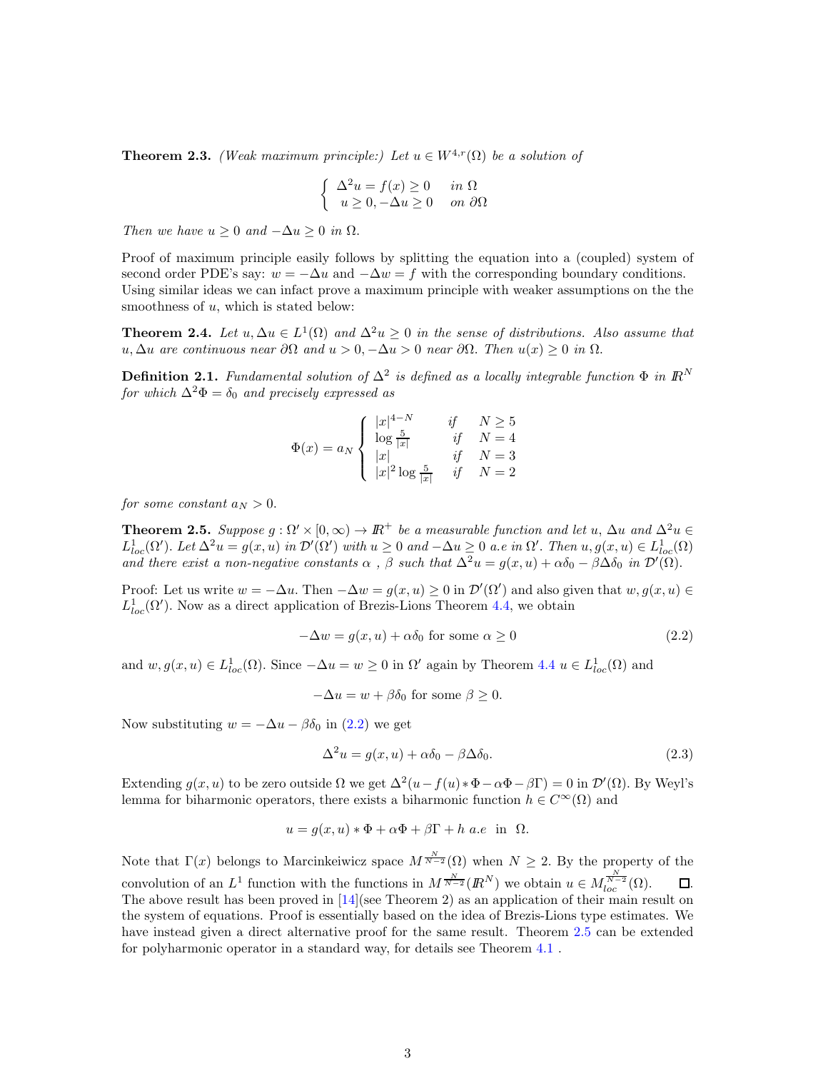**Theorem 2.3.** *(Weak maximum principle:) Let $u \in W^{4,r}(\Omega)$ be a solution of*

$$\begin{cases} \Delta^2 u = f(x) \geq 0 & \text{in } \Omega \\ u \geq 0, -\Delta u \geq 0 & \text{on } \partial\Omega \end{cases}$$

*Then we have $u \geq 0$ and $-\Delta u \geq 0$ in $\Omega$.*

Proof of maximum principle easily follows by splitting the equation into a (coupled) system of second order PDE's say: $w = -\Delta u$ and $-\Delta w = f$ with the corresponding boundary conditions. Using similar ideas we can infact prove a maximum principle with weaker assumptions on the the smoothness of $u$, which is stated below:

**Theorem 2.4.** *Let $u, \Delta u \in L^1(\Omega)$ and $\Delta^2 u \geq 0$ in the sense of distributions. Also assume that $u, \Delta u$ are continuous near $\partial\Omega$ and $u > 0, -\Delta u > 0$ near $\partial\Omega$. Then $u(x) \geq 0$ in $\Omega$.*

**Definition 2.1.** *Fundamental solution of $\Delta^2$ is defined as a locally integrable function $\Phi$ in $\mathbb{R}^N$ for which $\Delta^2 \Phi = \delta_0$ and precisely expressed as*

$$\Phi(x) = a_N \begin{cases} |x|^{4-N} & \text{if} \quad N \geq 5 \\ \log \frac{5}{|x|} & \text{if} \quad N = 4 \\ |x| & \text{if} \quad N = 3 \\ |x|^2 \log \frac{5}{|x|} & \text{if} \quad N = 2 \end{cases}$$

*for some constant $a_N > 0$.*

**Theorem 2.5.** *Suppose $g : \Omega' \times [0, \infty) \to \mathbb{R}^+$ be a measurable function and let $u$, $\Delta u$ and $\Delta^2 u \in L^1_{loc}(\Omega')$. Let $\Delta^2 u = g(x, u)$ in $\mathcal{D}'(\Omega')$ with $u \geq 0$ and $-\Delta u \geq 0$ a.e in $\Omega'$. Then $u, g(x, u) \in L^1_{loc}(\Omega)$ and there exist a non-negative constants $\alpha$ , $\beta$ such that $\Delta^2 u = g(x, u) + \alpha\delta_0 - \beta\Delta\delta_0$ in $\mathcal{D}'(\Omega)$.*

Proof: Let us write $w = -\Delta u$. Then $-\Delta w = g(x, u) \geq 0$ in $\mathcal{D}'(\Omega')$ and also given that $w, g(x, u) \in L^1_{loc}(\Omega')$. Now as a direct application of Brezis-Lions Theorem 4.4, we obtain

$$-\Delta w = g(x, u) + \alpha\delta_0 \text{ for some } \alpha \geq 0 \tag{2.2}$$

and $w, g(x, u) \in L^1_{loc}(\Omega)$. Since $-\Delta u = w \geq 0$ in $\Omega'$ again by Theorem 4.4 $u \in L^1_{loc}(\Omega)$ and

$$-\Delta u = w + \beta\delta_0 \text{ for some } \beta \geq 0.$$

Now substituting $w = -\Delta u - \beta\delta_0$ in (2.2) we get

$$\Delta^2 u = g(x, u) + \alpha\delta_0 - \beta\Delta\delta_0. \tag{2.3}$$

Extending $g(x, u)$ to be zero outside $\Omega$ we get $\Delta^2(u - f(u) * \Phi - \alpha\Phi - \beta\Gamma) = 0$ in $\mathcal{D}'(\Omega)$. By Weyl's lemma for biharmonic operators, there exists a biharmonic function $h \in C^\infty(\Omega)$ and

$$u = g(x, u) * \Phi + \alpha\Phi + \beta\Gamma + h \ a.e \ \text{ in } \ \Omega.$$

Note that $\Gamma(x)$ belongs to Marcinkeiwicz space $M^{\frac{N}{N-2}}(\Omega)$ when $N \geq 2$. By the property of the convolution of an $L^1$ function with the functions in $M^{\frac{N}{N-2}}(\mathbb{R}^N)$ we obtain $u \in M^{\frac{N}{N-2}}_{loc}(\Omega)$. $\square$
The above result has been proved in [14](see Theorem 2) as an application of their main result on the system of equations. Proof is essentially based on the idea of Brezis-Lions type estimates. We have instead given a direct alternative proof for the same result. Theorem 2.5 can be extended for polyharmonic operator in a standard way, for details see Theorem 4.1 .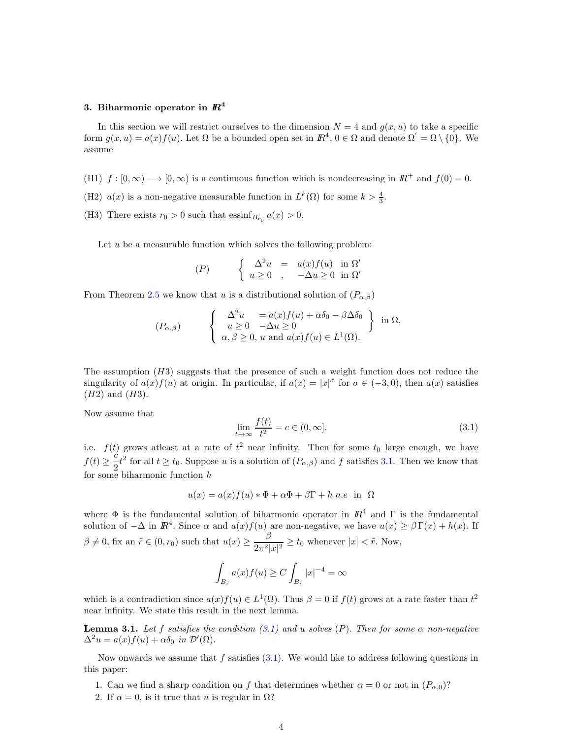### 3. Biharmonic operator in $I\!R^4$

In this section we will restrict ourselves to the dimension $N = 4$ and $g(x, u)$ to take a specific form $g(x, u) = a(x)f(u)$. Let $\Omega$ be a bounded open set in $I\!R^4$, $0 \in \Omega$ and denote $\Omega' = \Omega \setminus \{0\}$. We assume

(H1) $f : [0, \infty) \longrightarrow [0, \infty)$ is a continuous function which is nondecreasing in $I\!R^+$ and $f(0) = 0$.

(H2) $a(x)$ is a non-negative measurable function in $L^k(\Omega)$ for some $k > \frac{4}{3}$.

(H3) There exists $r_0 > 0$ such that $\text{essinf}_{B_{r_0}} a(x) > 0$.

Let $u$ be a measurable function which solves the following problem:

$$(P) \qquad \left\{ \begin{array}{rcl} \Delta^2 u &=& a(x)f(u) \quad \text{in } \Omega' \\ u \geq 0 \quad , & & -\Delta u \geq 0 \quad \text{in } \Omega' \end{array} \right.$$

From Theorem 2.5 we know that $u$ is a distributional solution of $(P_{\alpha,\beta})$

$$(P_{\alpha,\beta}) \qquad \left\{ \begin{array}{l} \left.\begin{array}{ll} \Delta^2 u & = a(x)f(u) + \alpha\delta_0 - \beta\Delta\delta_0 \\ u \geq 0 & -\Delta u \geq 0 \end{array} \right\} \text{ in } \Omega, \\ \alpha, \beta \geq 0,\ u \text{ and } a(x)f(u) \in L^1(\Omega). \end{array} \right.$$

The assumption $(H3)$ suggests that the presence of such a weight function does not reduce the singularity of $a(x)f(u)$ at origin. In particular, if $a(x) = |x|^\sigma$ for $\sigma \in (-3, 0)$, then $a(x)$ satisfies $(H2)$ and $(H3)$.

Now assume that

$$\lim_{t \to \infty} \frac{f(t)}{t^2} = c \in (0, \infty]. \tag{3.1}$$

i.e. $f(t)$ grows atleast at a rate of $t^2$ near infinity. Then for some $t_0$ large enough, we have $f(t) \geq \dfrac{c}{2} t^2$ for all $t \geq t_0$. Suppose $u$ is a solution of $(P_{\alpha,\beta})$ and $f$ satisfies 3.1. Then we know that for some biharmonic function $h$

$$u(x) = a(x)f(u) * \Phi + \alpha\Phi + \beta\Gamma + h \ a.e \ \text{ in } \ \Omega$$

where $\Phi$ is the fundamental solution of biharmonic operator in $I\!R^4$ and $\Gamma$ is the fundamental solution of $-\Delta$ in $I\!R^4$. Since $\alpha$ and $a(x)f(u)$ are non-negative, we have $u(x) \geq \beta\,\Gamma(x) + h(x)$. If $\beta \neq 0$, fix an $\tilde{r} \in (0, r_0)$ such that $u(x) \geq \dfrac{\beta}{2\pi^2|x|^2} \geq t_0$ whenever $|x| < \tilde{r}$. Now,

$$\int_{B_{\tilde{r}}} a(x)f(u) \geq C \int_{B_{\tilde{r}}} |x|^{-4} = \infty$$

which is a contradiction since $a(x)f(u) \in L^1(\Omega)$. Thus $\beta = 0$ if $f(t)$ grows at a rate faster than $t^2$ near infinity. We state this result in the next lemma.

**Lemma 3.1.** *Let $f$ satisfies the condition (3.1) and $u$ solves $(P)$. Then for some $\alpha$ non-negative $\Delta^2 u = a(x)f(u) + \alpha\delta_0$ in $\mathcal{D}'(\Omega)$.*

Now onwards we assume that $f$ satisfies (3.1). We would like to address following questions in this paper:

1. Can we find a sharp condition on $f$ that determines whether $\alpha = 0$ or not in $(P_{\alpha,0})$?
2. If $\alpha = 0$, is it true that $u$ is regular in $\Omega$?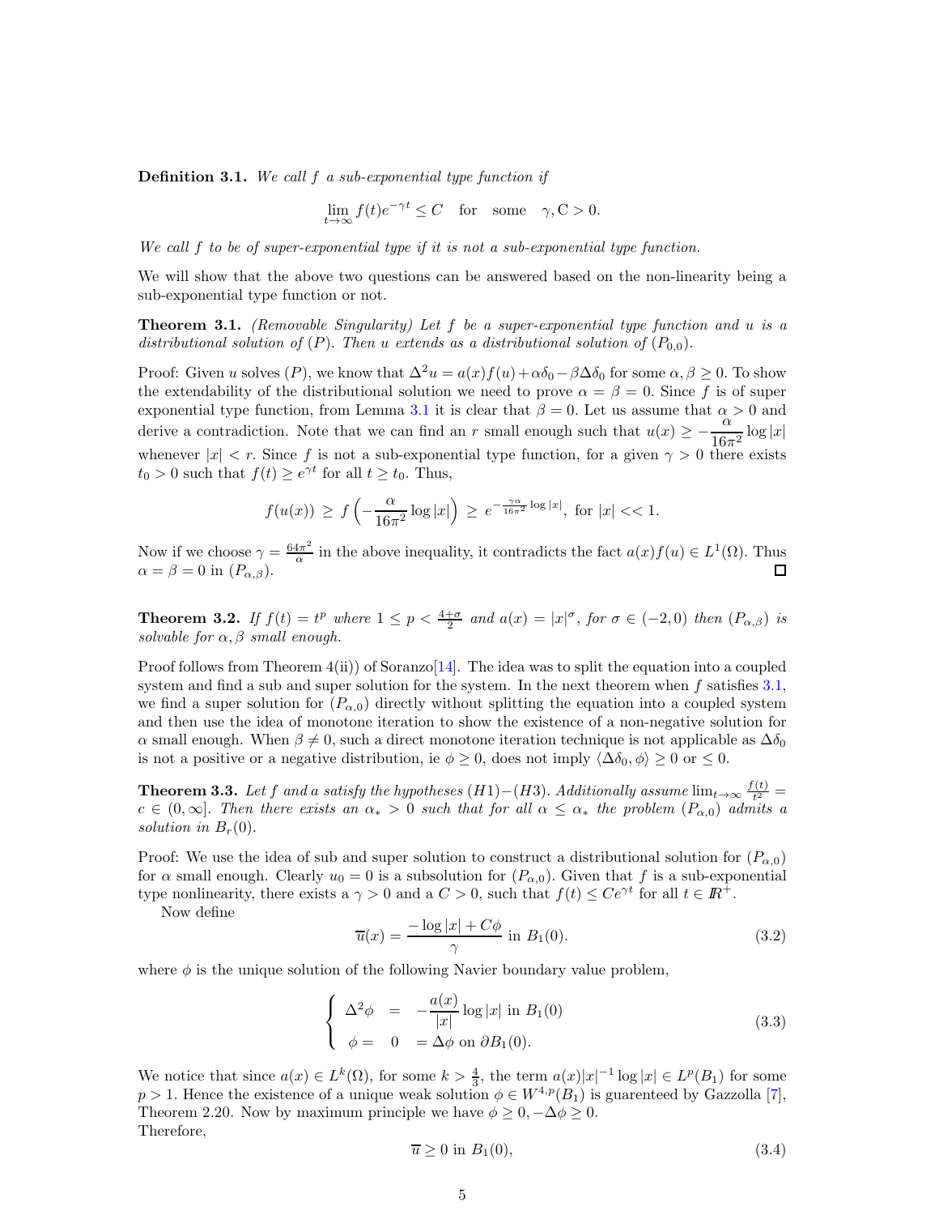**Definition 3.1.** *We call $f$ a sub-exponential type function if*

$$\lim_{t\to\infty} f(t)e^{-\gamma t} \leq C \quad \text{for} \quad \text{some} \quad \gamma, \mathrm{C} > 0.$$

*We call $f$ to be of super-exponential type if it is not a sub-exponential type function.*

We will show that the above two questions can be answered based on the non-linearity being a sub-exponential type function or not.

**Theorem 3.1.** *(Removable Singularity) Let $f$ be a super-exponential type function and $u$ is a distributional solution of $(P)$. Then $u$ extends as a distributional solution of $(P_{0,0})$.*

Proof: Given $u$ solves $(P)$, we know that $\Delta^2 u = a(x)f(u) + \alpha\delta_0 - \beta\Delta\delta_0$ for some $\alpha, \beta \geq 0$. To show the extendability of the distributional solution we need to prove $\alpha = \beta = 0$. Since $f$ is of super exponential type function, from Lemma 3.1 it is clear that $\beta = 0$. Let us assume that $\alpha > 0$ and derive a contradiction. Note that we can find an $r$ small enough such that $u(x) \geq -\dfrac{\alpha}{16\pi^2}\log|x|$ whenever $|x| < r$. Since $f$ is not a sub-exponential type function, for a given $\gamma > 0$ there exists $t_0 > 0$ such that $f(t) \geq e^{\gamma t}$ for all $t \geq t_0$. Thus,

$$f(u(x)) \geq f\left(-\frac{\alpha}{16\pi^2}\log|x|\right) \geq e^{-\frac{\gamma\alpha}{16\pi^2}\log|x|}, \text{ for } |x| << 1.$$

Now if we choose $\gamma = \frac{64\pi^2}{\alpha}$ in the above inequality, it contradicts the fact $a(x)f(u) \in L^1(\Omega)$. Thus $\alpha = \beta = 0$ in $(P_{\alpha,\beta})$. □

**Theorem 3.2.** *If $f(t) = t^p$ where $1 \leq p < \frac{4+\sigma}{2}$ and $a(x) = |x|^\sigma$, for $\sigma \in (-2, 0)$ then $(P_{\alpha,\beta})$ is solvable for $\alpha, \beta$ small enough.*

Proof follows from Theorem 4(ii)) of Soranzo[14]. The idea was to split the equation into a coupled system and find a sub and super solution for the system. In the next theorem when $f$ satisfies 3.1, we find a super solution for $(P_{\alpha,0})$ directly without splitting the equation into a coupled system and then use the idea of monotone iteration to show the existence of a non-negative solution for $\alpha$ small enough. When $\beta \neq 0$, such a direct monotone iteration technique is not applicable as $\Delta\delta_0$ is not a positive or a negative distribution, ie $\phi \geq 0$, does not imply $\langle \Delta\delta_0, \phi\rangle \geq 0$ or $\leq 0$.

**Theorem 3.3.** *Let $f$ and $a$ satisfy the hypotheses $(H1)-(H3)$. Additionally assume $\lim_{t\to\infty} \frac{f(t)}{t^2} = c \in (0, \infty]$. Then there exists an $\alpha_* > 0$ such that for all $\alpha \leq \alpha_*$ the problem $(P_{\alpha,0})$ admits a solution in $B_r(0)$.*

Proof: We use the idea of sub and super solution to construct a distributional solution for $(P_{\alpha,0})$ for $\alpha$ small enough. Clearly $u_0 = 0$ is a subsolution for $(P_{\alpha,0})$. Given that $f$ is a sub-exponential type nonlinearity, there exists a $\gamma > 0$ and a $C > 0$, such that $f(t) \leq Ce^{\gamma t}$ for all $t \in \mathbb{R}^+$.

Now define

$$\overline{u}(x) = \frac{-\log|x| + C\phi}{\gamma} \text{ in } B_1(0). \tag{3.2}$$

where $\phi$ is the unique solution of the following Navier boundary value problem,

$$\begin{cases} \Delta^2\phi = -\dfrac{a(x)}{|x|}\log|x| \text{ in } B_1(0) \\ \phi = 0 = \Delta\phi \text{ on } \partial B_1(0). \end{cases} \tag{3.3}$$

We notice that since $a(x) \in L^k(\Omega)$, for some $k > \frac{4}{3}$, the term $a(x)|x|^{-1}\log|x| \in L^p(B_1)$ for some $p > 1$. Hence the existence of a unique weak solution $\phi \in W^{4,p}(B_1)$ is guarenteed by Gazzolla [7], Theorem 2.20. Now by maximum principle we have $\phi \geq 0, -\Delta\phi \geq 0$.
Therefore,

$$\overline{u} \geq 0 \text{ in } B_1(0), \tag{3.4}$$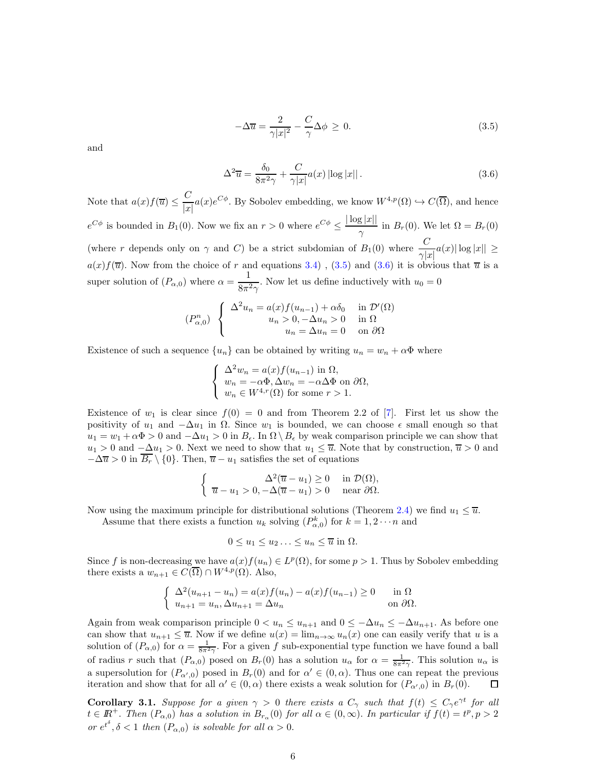$$-\Delta \overline{u} = \frac{2}{\gamma |x|^2} - \frac{C}{\gamma}\Delta\phi \ \geq\ 0. \tag{3.5}$$

and

$$\Delta^2 \overline{u} = \frac{\delta_0}{8\pi^2\gamma} + \frac{C}{\gamma|x|}a(x)\left|\log|x|\right|. \tag{3.6}$$

Note that $a(x)f(\overline{u}) \leq \dfrac{C}{|x|}a(x)e^{C\phi}$. By Sobolev embedding, we know $W^{4,p}(\Omega) \hookrightarrow C(\overline{\Omega})$, and hence $e^{C\phi}$ is bounded in $B_1(0)$. Now we fix an $r > 0$ where $e^{C\phi} \leq \dfrac{|\log|x||}{\gamma}$ in $B_r(0)$. We let $\Omega = B_r(0)$ (where $r$ depends only on $\gamma$ and $C$) be a strict subdomian of $B_1(0)$ where $\dfrac{C}{\gamma|x|}a(x)|\log|x|| \geq a(x)f(\overline{u})$. Now from the choice of $r$ and equations 3.4) , (3.5) and (3.6) it is obvious that $\overline{u}$ is a super solution of $(P_{\alpha,0})$ where $\alpha = \dfrac{1}{8\pi^2\gamma}$. Now let us define inductively with $u_0 = 0$

$$(P^n_{\alpha,0}) \ \begin{cases} \Delta^2 u_n = a(x)f(u_{n-1}) + \alpha\delta_0 & \text{in } \mathcal{D}'(\Omega) \\ u_n > 0, -\Delta u_n > 0 & \text{in } \Omega \\ u_n = \Delta u_n = 0 & \text{on } \partial\Omega \end{cases}$$

Existence of such a sequence $\{u_n\}$ can be obtained by writing $u_n = w_n + \alpha\Phi$ where

$$\begin{cases} \Delta^2 w_n = a(x)f(u_{n-1}) \text{ in } \Omega, \\ w_n = -\alpha\Phi, \Delta w_n = -\alpha\Delta\Phi \text{ on } \partial\Omega, \\ w_n \in W^{4,r}(\Omega) \text{ for some } r > 1. \end{cases}$$

Existence of $w_1$ is clear since $f(0) = 0$ and from Theorem 2.2 of [7]. First let us show the positivity of $u_1$ and $-\Delta u_1$ in $\Omega$. Since $w_1$ is bounded, we can choose $\epsilon$ small enough so that $u_1 = w_1 + \alpha\Phi > 0$ and $-\Delta u_1 > 0$ in $B_\epsilon$. In $\Omega \setminus B_\epsilon$ by weak comparison principle we can show that $u_1 > 0$ and $-\Delta u_1 > 0$. Next we need to show that $u_1 \leq \overline{u}$. Note that by construction, $\overline{u} > 0$ and $-\Delta\overline{u} > 0$ in $\overline{B_r} \setminus \{0\}$. Then, $\overline{u} - u_1$ satisfies the set of equations

$$\begin{cases} \Delta^2(\overline{u} - u_1) \geq 0 & \text{in } \mathcal{D}(\Omega), \\ \overline{u} - u_1 > 0, -\Delta(\overline{u} - u_1) > 0 & \text{near } \partial\Omega. \end{cases}$$

Now using the maximum principle for distributional solutions (Theorem 2.4) we find $u_1 \leq \overline{u}$.

Assume that there exists a function $u_k$ solving $(P^k_{\alpha,0})$ for $k = 1, 2 \cdots n$ and

$$0 \leq u_1 \leq u_2 \ldots \leq u_n \leq \overline{u} \text{ in } \Omega.$$

Since $f$ is non-decreasing we have $a(x)f(u_n) \in L^p(\Omega)$, for some $p > 1$. Thus by Sobolev embedding there exists a $w_{n+1} \in C(\overline{\Omega}) \cap W^{4,p}(\Omega)$. Also,

$$\begin{cases} \Delta^2(u_{n+1} - u_n) = a(x)f(u_n) - a(x)f(u_{n-1}) \geq 0 & \text{in } \Omega \\ u_{n+1} = u_n, \Delta u_{n+1} = \Delta u_n & \text{on } \partial\Omega. \end{cases}$$

Again from weak comparison principle $0 < u_n \leq u_{n+1}$ and $0 \leq -\Delta u_n \leq -\Delta u_{n+1}$. As before one can show that $u_{n+1} \leq \overline{u}$. Now if we define $u(x) = \lim_{n\to\infty} u_n(x)$ one can easily verify that $u$ is a solution of $(P_{\alpha,0})$ for $\alpha = \frac{1}{8\pi^2\gamma}$. For a given $f$ sub-exponential type function we have found a ball of radius $r$ such that $(P_{\alpha,0})$ posed on $B_r(0)$ has a solution $u_\alpha$ for $\alpha = \frac{1}{8\pi^2\gamma}$. This solution $u_\alpha$ is a supersolution for $(P_{\alpha',0})$ posed in $B_r(0)$ and for $\alpha' \in (0, \alpha)$. Thus one can repeat the previous iteration and show that for all $\alpha' \in (0, \alpha)$ there exists a weak solution for $(P_{\alpha',0})$ in $B_r(0)$. □

**Corollary 3.1.** *Suppose for a given $\gamma > 0$ there exists a $C_\gamma$ such that $f(t) \leq C_\gamma e^{\gamma t}$ for all $t \in \mathbb{R}^+$. Then $(P_{\alpha,0})$ has a solution in $B_{r_\alpha}(0)$ for all $\alpha \in (0, \infty)$. In particular if $f(t) = t^p, p > 2$ or $e^{t^\delta}, \delta < 1$ then $(P_{\alpha,0})$ is solvable for all $\alpha > 0$.*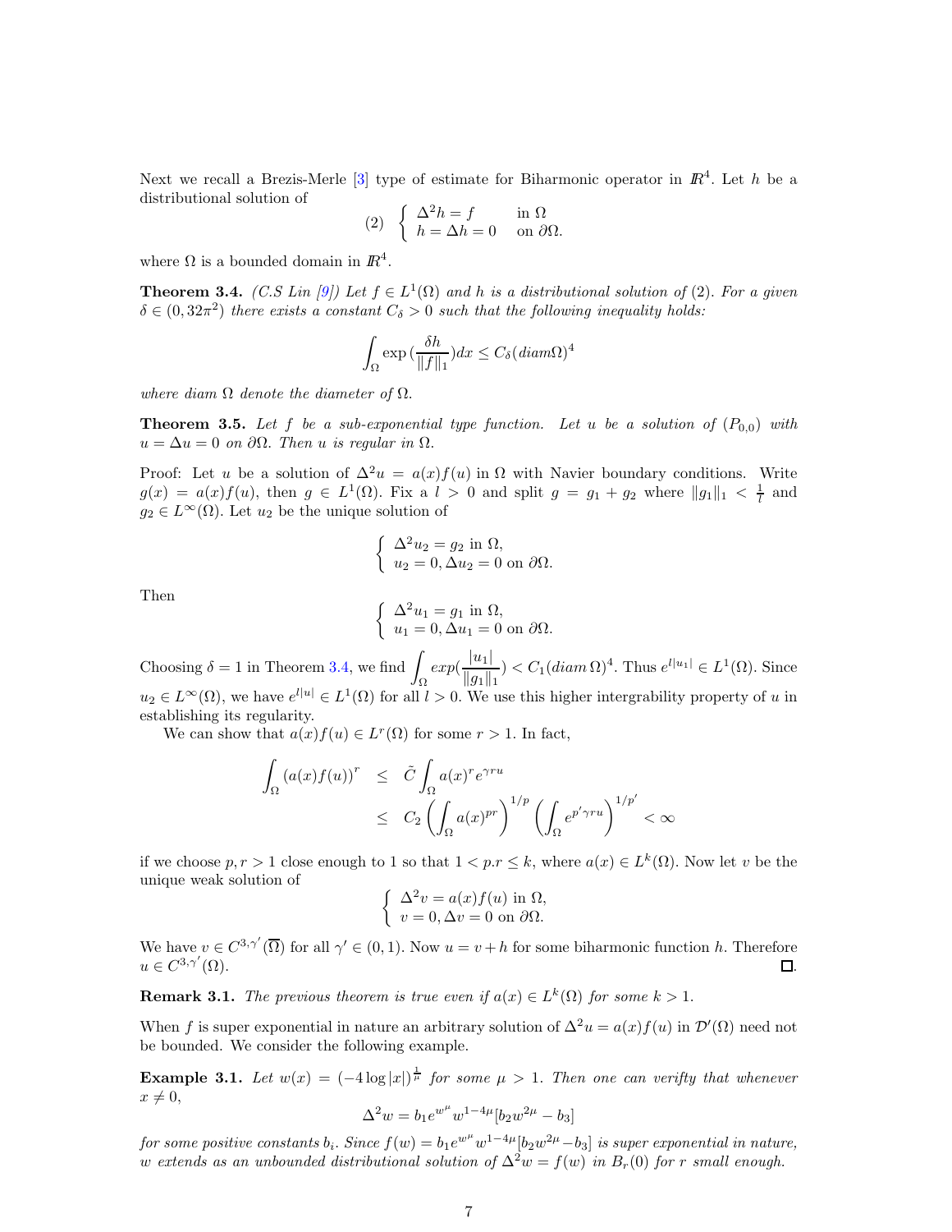Next we recall a Brezis-Merle [3] type of estimate for Biharmonic operator in $I\!R^4$. Let $h$ be a distributional solution of

$$(2) \quad \begin{cases} \Delta^2 h = f & \text{in } \Omega \\ h = \Delta h = 0 & \text{on } \partial\Omega. \end{cases}$$

where $\Omega$ is a bounded domain in $I\!R^4$.

**Theorem 3.4.** *(C.S Lin [9]) Let $f \in L^1(\Omega)$ and $h$ is a distributional solution of (2). For a given $\delta \in (0, 32\pi^2)$ there exists a constant $C_\delta > 0$ such that the following inequality holds:*

$$\int_\Omega \exp\left(\frac{\delta h}{\|f\|_1}\right) dx \leq C_\delta (diam \Omega)^4$$

*where diam $\Omega$ denote the diameter of $\Omega$.*

**Theorem 3.5.** *Let $f$ be a sub-exponential type function. Let $u$ be a solution of $(P_{0,0})$ with $u = \Delta u = 0$ on $\partial\Omega$. Then $u$ is regular in $\Omega$.*

Proof: Let $u$ be a solution of $\Delta^2 u = a(x)f(u)$ in $\Omega$ with Navier boundary conditions. Write $g(x) = a(x)f(u)$, then $g \in L^1(\Omega)$. Fix a $l > 0$ and split $g = g_1 + g_2$ where $\|g_1\|_1 < \frac{1}{l}$ and $g_2 \in L^\infty(\Omega)$. Let $u_2$ be the unique solution of

$$\begin{cases} \Delta^2 u_2 = g_2 \text{ in } \Omega, \\ u_2 = 0, \Delta u_2 = 0 \text{ on } \partial\Omega. \end{cases}$$

Then

$$\begin{cases} \Delta^2 u_1 = g_1 \text{ in } \Omega, \\ u_1 = 0, \Delta u_1 = 0 \text{ on } \partial\Omega. \end{cases}$$

Choosing $\delta = 1$ in Theorem 3.4, we find $\displaystyle\int_\Omega exp\left(\frac{|u_1|}{\|g_1\|_1}\right) < C_1 (diam\, \Omega)^4$. Thus $e^{l|u_1|} \in L^1(\Omega)$. Since $u_2 \in L^\infty(\Omega)$, we have $e^{l|u|} \in L^1(\Omega)$ for all $l > 0$. We use this higher intergrability property of $u$ in establishing its regularity.

We can show that $a(x)f(u) \in L^r(\Omega)$ for some $r > 1$. In fact,

$$\begin{aligned} \int_\Omega (a(x)f(u))^r &\leq \tilde{C} \int_\Omega a(x)^r e^{\gamma r u} \\ &\leq C_2 \left( \int_\Omega a(x)^{pr} \right)^{1/p} \left( \int_\Omega e^{p'\gamma r u} \right)^{1/p'} < \infty \end{aligned}$$

if we choose $p, r > 1$ close enough to 1 so that $1 < p.r \leq k$, where $a(x) \in L^k(\Omega)$. Now let $v$ be the unique weak solution of

$$\begin{cases} \Delta^2 v = a(x)f(u) \text{ in } \Omega, \\ v = 0, \Delta v = 0 \text{ on } \partial\Omega. \end{cases}$$

We have $v \in C^{3,\gamma'}(\overline{\Omega})$ for all $\gamma' \in (0,1)$. Now $u = v + h$ for some biharmonic function $h$. Therefore $u \in C^{3,\gamma'}(\Omega)$. □

**Remark 3.1.** *The previous theorem is true even if $a(x) \in L^k(\Omega)$ for some $k > 1$.*

When $f$ is super exponential in nature an arbitrary solution of $\Delta^2 u = a(x)f(u)$ in $\mathcal{D}'(\Omega)$ need not be bounded. We consider the following example.

**Example 3.1.** *Let $w(x) = (-4\log|x|)^{\frac{1}{\mu}}$ for some $\mu > 1$. Then one can verifty that whenever $x \neq 0$,*

$$\Delta^2 w = b_1 e^{w^\mu} w^{1-4\mu}[b_2 w^{2\mu} - b_3]$$

*for some positive constants $b_i$. Since $f(w) = b_1 e^{w^\mu} w^{1-4\mu}[b_2 w^{2\mu} - b_3]$ is super exponential in nature, $w$ extends as an unbounded distributional solution of $\Delta^2 w = f(w)$ in $B_r(0)$ for $r$ small enough.*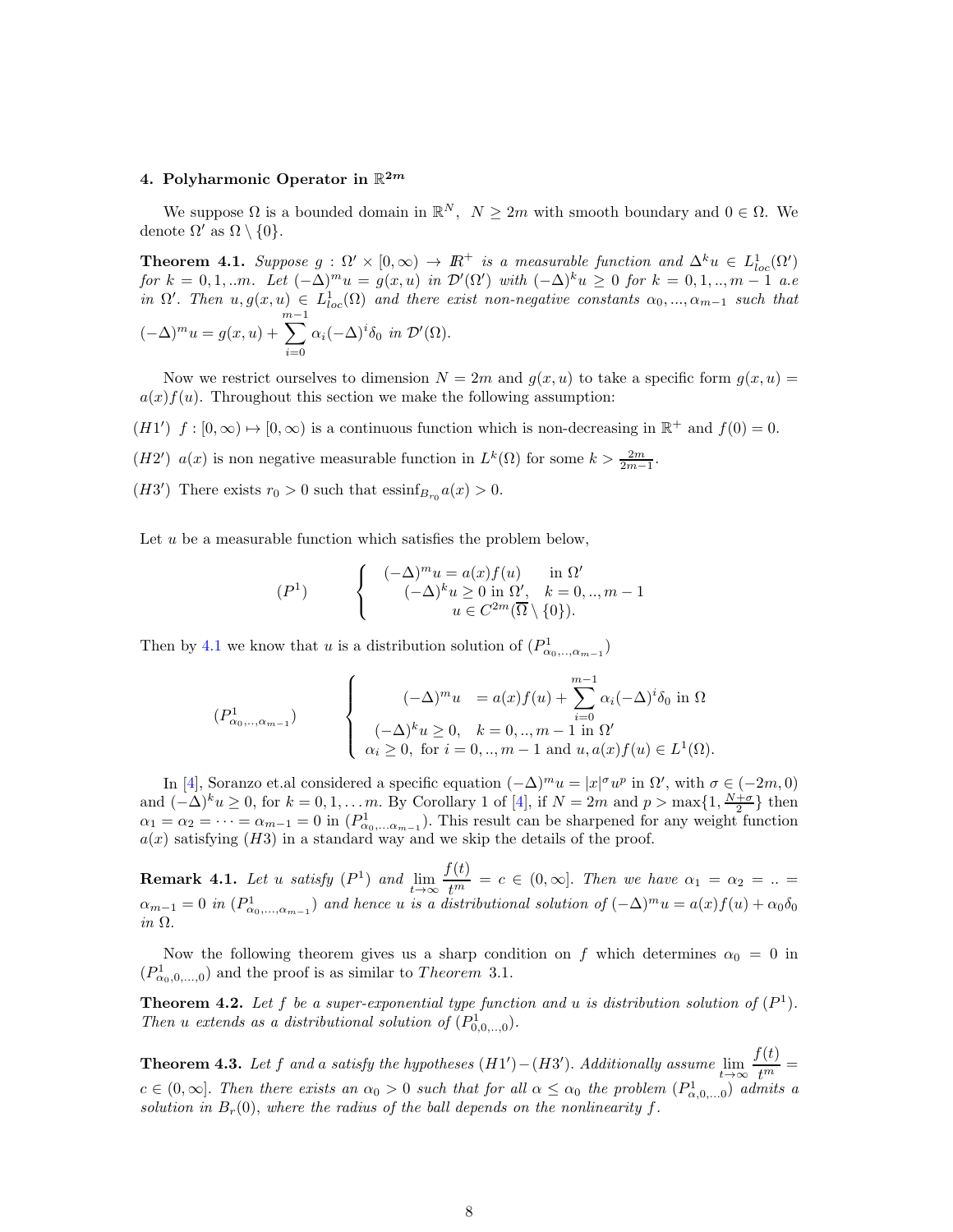### 4. Polyharmonic Operator in $\mathbb{R}^{2m}$

We suppose $\Omega$ is a bounded domain in $\mathbb{R}^N$, $N \geq 2m$ with smooth boundary and $0 \in \Omega$. We denote $\Omega'$ as $\Omega \setminus \{0\}$.

**Theorem 4.1.** *Suppose $g : \Omega' \times [0, \infty) \to \mathbb{R}^+$ is a measurable function and $\Delta^k u \in L^1_{loc}(\Omega')$ for $k = 0, 1, ..m$. Let $(-\Delta)^m u = g(x, u)$ in $\mathcal{D}'(\Omega')$ with $(-\Delta)^k u \geq 0$ for $k = 0, 1, .., m-1$ a.e in $\Omega'$. Then $u, g(x, u) \in L^1_{loc}(\Omega)$ and there exist non-negative constants $\alpha_0, ..., \alpha_{m-1}$ such that*

$$(-\Delta)^m u = g(x, u) + \sum_{i=0}^{m-1} \alpha_i (-\Delta)^i \delta_0 \text{ in } \mathcal{D}'(\Omega).$$

Now we restrict ourselves to dimension $N = 2m$ and $g(x, u)$ to take a specific form $g(x, u) = a(x)f(u)$. Throughout this section we make the following assumption:

$(H1')$ $f : [0, \infty) \mapsto [0, \infty)$ is a continuous function which is non-decreasing in $\mathbb{R}^+$ and $f(0) = 0$.

$(H2')$ $a(x)$ is non negative measurable function in $L^k(\Omega)$ for some $k > \frac{2m}{2m-1}$.

$(H3')$ There exists $r_0 > 0$ such that $\text{essinf}_{B_{r_0}} a(x) > 0$.

Let $u$ be a measurable function which satisfies the problem below,

$$(P^1) \qquad \begin{cases} (-\Delta)^m u = a(x)f(u) & \text{in } \Omega' \\ (-\Delta)^k u \geq 0 \text{ in } \Omega', \quad k = 0, .., m-1 \\ u \in C^{2m}(\overline{\Omega} \setminus \{0\}). \end{cases}$$

Then by 4.1 we know that $u$ is a distribution solution of $(P^1_{\alpha_0, .., \alpha_{m-1}})$

$$(P^1_{\alpha_0, .., \alpha_{m-1}}) \qquad \begin{cases} (-\Delta)^m u = a(x)f(u) + \sum_{i=0}^{m-1} \alpha_i (-\Delta)^i \delta_0 \text{ in } \Omega \\ (-\Delta)^k u \geq 0, \quad k = 0, .., m-1 \text{ in } \Omega' \\ \alpha_i \geq 0, \text{ for } i = 0, .., m-1 \text{ and } u, a(x)f(u) \in L^1(\Omega). \end{cases}$$

In [4], Soranzo et.al considered a specific equation $(-\Delta)^m u = |x|^\sigma u^p$ in $\Omega'$, with $\sigma \in (-2m, 0)$ and $(-\Delta)^k u \geq 0$, for $k = 0, 1, \ldots m$. By Corollary 1 of [4], if $N = 2m$ and $p > \max\{1, \frac{N+\sigma}{2}\}$ then $\alpha_1 = \alpha_2 = \cdots = \alpha_{m-1} = 0$ in $(P^1_{\alpha_0, \ldots \alpha_{m-1}})$. This result can be sharpened for any weight function $a(x)$ satisfying $(H3)$ in a standard way and we skip the details of the proof.

**Remark 4.1.** *Let $u$ satisfy $(P^1)$ and $\lim_{t \to \infty} \frac{f(t)}{t^m} = c \in (0, \infty]$. Then we have $\alpha_1 = \alpha_2 = .. = \alpha_{m-1} = 0$ in $(P^1_{\alpha_0, \ldots, \alpha_{m-1}})$ and hence $u$ is a distributional solution of $(-\Delta)^m u = a(x)f(u) + \alpha_0 \delta_0$ in $\Omega$.*

Now the following theorem gives us a sharp condition on $f$ which determines $\alpha_0 = 0$ in $(P^1_{\alpha_0, 0, \ldots, 0})$ and the proof is as similar to *Theorem* 3.1.

**Theorem 4.2.** *Let $f$ be a super-exponential type function and $u$ is distribution solution of $(P^1)$. Then $u$ extends as a distributional solution of $(P^1_{0,0,..,0})$.*

**Theorem 4.3.** *Let $f$ and $a$ satisfy the hypotheses $(H1')-(H3')$. Additionally assume $\lim_{t \to \infty} \frac{f(t)}{t^m} = c \in (0, \infty]$. Then there exists an $\alpha_0 > 0$ such that for all $\alpha \leq \alpha_0$ the problem $(P^1_{\alpha, 0, \ldots 0})$ admits a solution in $B_r(0)$, where the radius of the ball depends on the nonlinearity $f$.*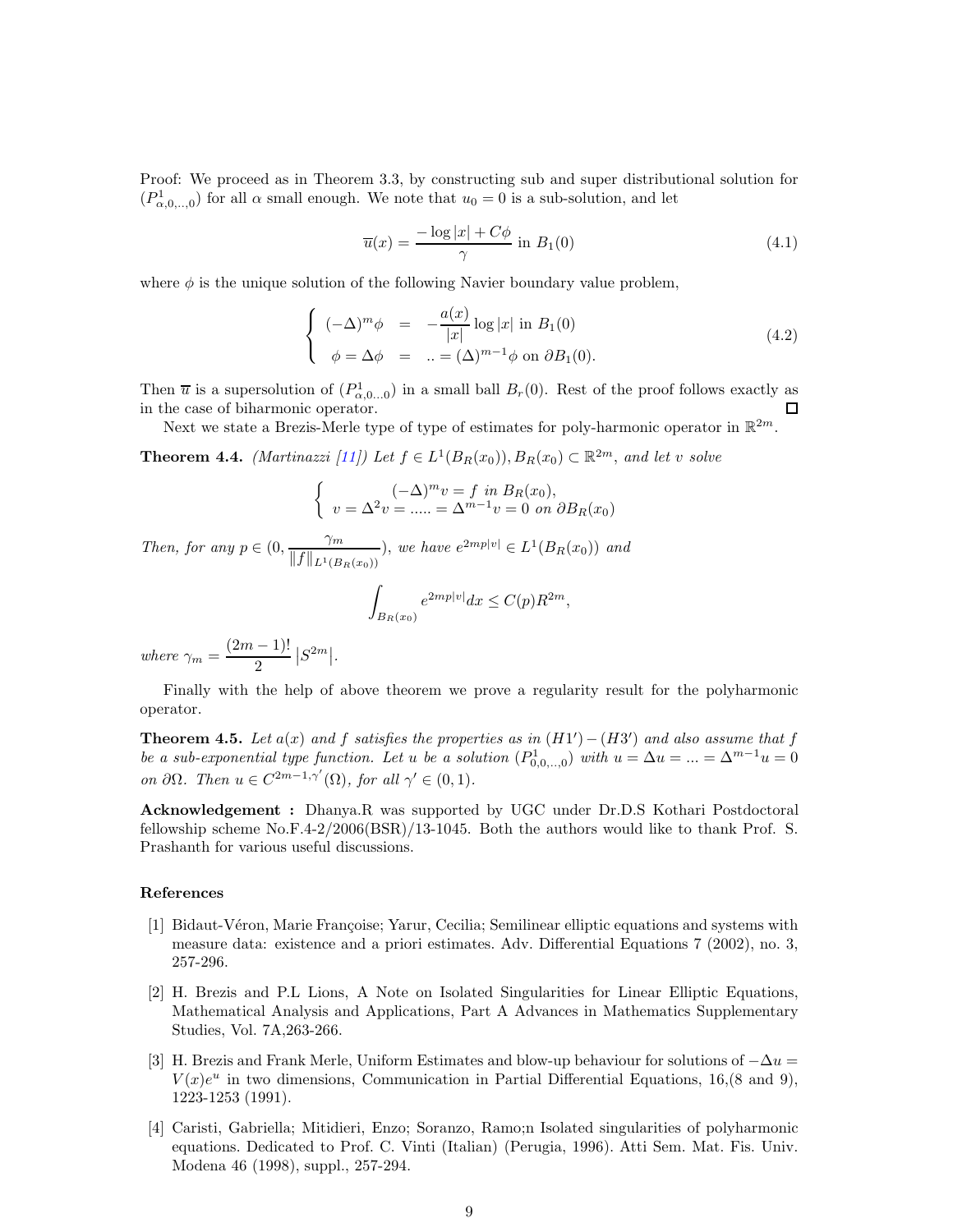Proof: We proceed as in Theorem 3.3, by constructing sub and super distributional solution for $(P^1_{\alpha,0,..,0})$ for all $\alpha$ small enough. We note that $u_0 = 0$ is a sub-solution, and let

$$\overline{u}(x) = \frac{-\log|x| + C\phi}{\gamma} \text{ in } B_1(0) \tag{4.1}$$

where $\phi$ is the unique solution of the following Navier boundary value problem,

$$\left\{ \begin{array}{rcl} (-\Delta)^m \phi & = & -\dfrac{a(x)}{|x|}\log|x| \text{ in } B_1(0) \\ \phi = \Delta\phi & = & .. = (\Delta)^{m-1}\phi \text{ on } \partial B_1(0). \end{array} \right. \tag{4.2}$$

Then $\overline{u}$ is a supersolution of $(P^1_{\alpha,0...0})$ in a small ball $B_r(0)$. Rest of the proof follows exactly as in the case of biharmonic operator. $\square$

Next we state a Brezis-Merle type of type of estimates for poly-harmonic operator in $\mathbb{R}^{2m}$.

**Theorem 4.4.** *(Martinazzi [11]) Let $f \in L^1(B_R(x_0)), B_R(x_0) \subset \mathbb{R}^{2m}$, and let $v$ solve*

$$\left\{ \begin{array}{c} (-\Delta)^m v = f \text{ in } B_R(x_0), \\ v = \Delta^2 v = ..... = \Delta^{m-1} v = 0 \text{ on } \partial B_R(x_0) \end{array} \right.$$

*Then, for any $p \in (0, \dfrac{\gamma_m}{\|f\|_{L^1(B_R(x_0))}})$, we have $e^{2mp|v|} \in L^1(B_R(x_0))$ and*

$$\int_{B_R(x_0)} e^{2mp|v|} dx \leq C(p)R^{2m},$$

*where $\gamma_m = \dfrac{(2m-1)!}{2}\left|S^{2m}\right|$.*

Finally with the help of above theorem we prove a regularity result for the polyharmonic operator.

**Theorem 4.5.** *Let $a(x)$ and $f$ satisfies the properties as in $(H1') - (H3')$ and also assume that $f$ be a sub-exponential type function. Let $u$ be a solution $(P^1_{0,0,..,0})$ with $u = \Delta u = ... = \Delta^{m-1}u = 0$ on $\partial\Omega$. Then $u \in C^{2m-1,\gamma'}(\Omega)$, for all $\gamma' \in (0,1)$.*

**Acknowledgement :** Dhanya.R was supported by UGC under Dr.D.S Kothari Postdoctoral fellowship scheme No.F.4-2/2006(BSR)/13-1045. Both the authors would like to thank Prof. S. Prashanth for various useful discussions.

## References

[1] Bidaut-Véron, Marie Françoise; Yarur, Cecilia; Semilinear elliptic equations and systems with measure data: existence and a priori estimates. Adv. Differential Equations 7 (2002), no. 3, 257-296.

[2] H. Brezis and P.L Lions, A Note on Isolated Singularities for Linear Elliptic Equations, Mathematical Analysis and Applications, Part A Advances in Mathematics Supplementary Studies, Vol. 7A,263-266.

[3] H. Brezis and Frank Merle, Uniform Estimates and blow-up behaviour for solutions of $-\Delta u = V(x)e^u$ in two dimensions, Communication in Partial Differential Equations, 16,(8 and 9), 1223-1253 (1991).

[4] Caristi, Gabriella; Mitidieri, Enzo; Soranzo, Ramo;n Isolated singularities of polyharmonic equations. Dedicated to Prof. C. Vinti (Italian) (Perugia, 1996). Atti Sem. Mat. Fis. Univ. Modena 46 (1998), suppl., 257-294.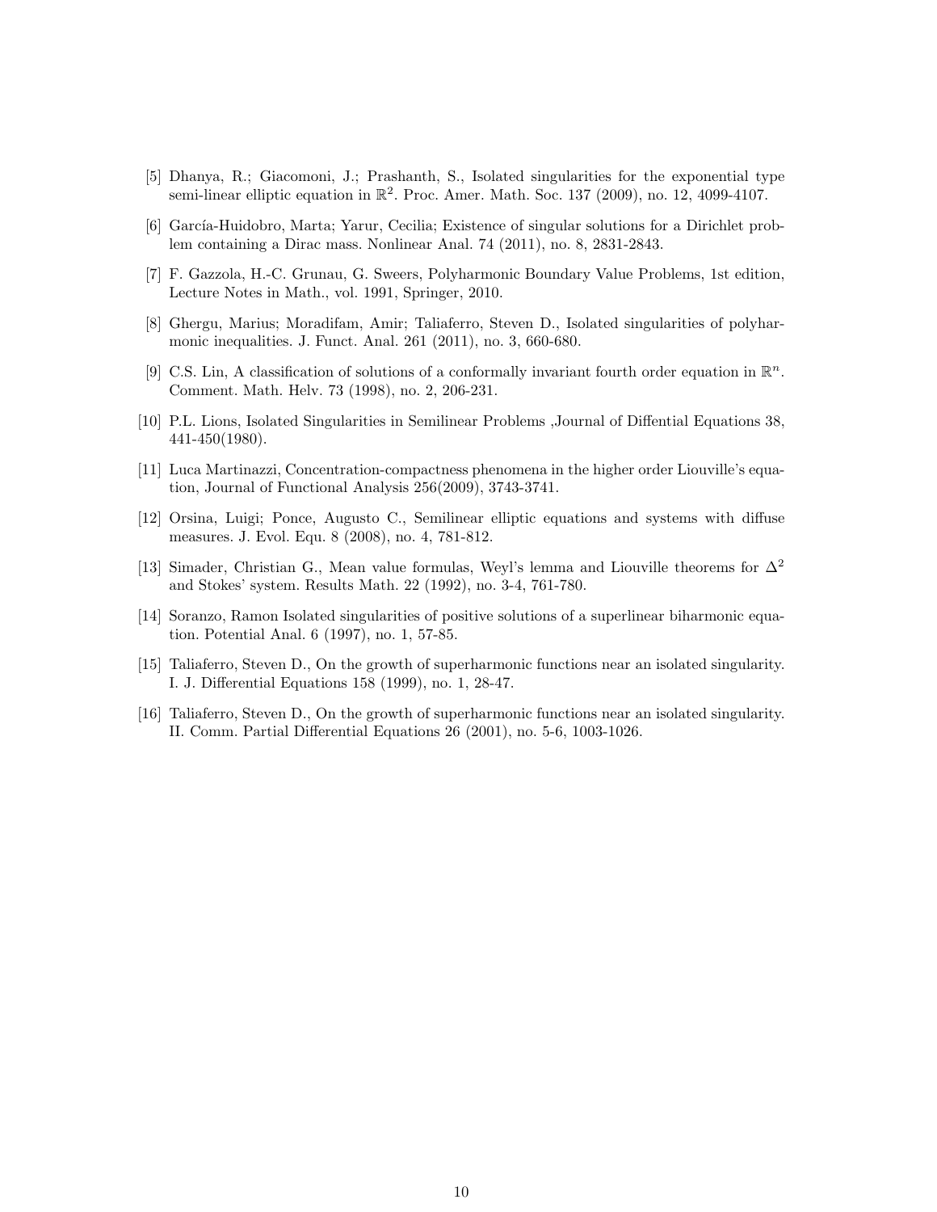[5] Dhanya, R.; Giacomoni, J.; Prashanth, S., Isolated singularities for the exponential type semi-linear elliptic equation in $\mathbb{R}^2$. Proc. Amer. Math. Soc. 137 (2009), no. 12, 4099-4107.

[6] García-Huidobro, Marta; Yarur, Cecilia; Existence of singular solutions for a Dirichlet problem containing a Dirac mass. Nonlinear Anal. 74 (2011), no. 8, 2831-2843.

[7] F. Gazzola, H.-C. Grunau, G. Sweers, Polyharmonic Boundary Value Problems, 1st edition, Lecture Notes in Math., vol. 1991, Springer, 2010.

[8] Ghergu, Marius; Moradifam, Amir; Taliaferro, Steven D., Isolated singularities of polyharmonic inequalities. J. Funct. Anal. 261 (2011), no. 3, 660-680.

[9] C.S. Lin, A classification of solutions of a conformally invariant fourth order equation in $\mathbb{R}^n$. Comment. Math. Helv. 73 (1998), no. 2, 206-231.

[10] P.L. Lions, Isolated Singularities in Semilinear Problems ,Journal of Diffential Equations 38, 441-450(1980).

[11] Luca Martinazzi, Concentration-compactness phenomena in the higher order Liouville's equation, Journal of Functional Analysis 256(2009), 3743-3741.

[12] Orsina, Luigi; Ponce, Augusto C., Semilinear elliptic equations and systems with diffuse measures. J. Evol. Equ. 8 (2008), no. 4, 781-812.

[13] Simader, Christian G., Mean value formulas, Weyl's lemma and Liouville theorems for $\Delta^2$ and Stokes' system. Results Math. 22 (1992), no. 3-4, 761-780.

[14] Soranzo, Ramon Isolated singularities of positive solutions of a superlinear biharmonic equation. Potential Anal. 6 (1997), no. 1, 57-85.

[15] Taliaferro, Steven D., On the growth of superharmonic functions near an isolated singularity. I. J. Differential Equations 158 (1999), no. 1, 28-47.

[16] Taliaferro, Steven D., On the growth of superharmonic functions near an isolated singularity. II. Comm. Partial Differential Equations 26 (2001), no. 5-6, 1003-1026.